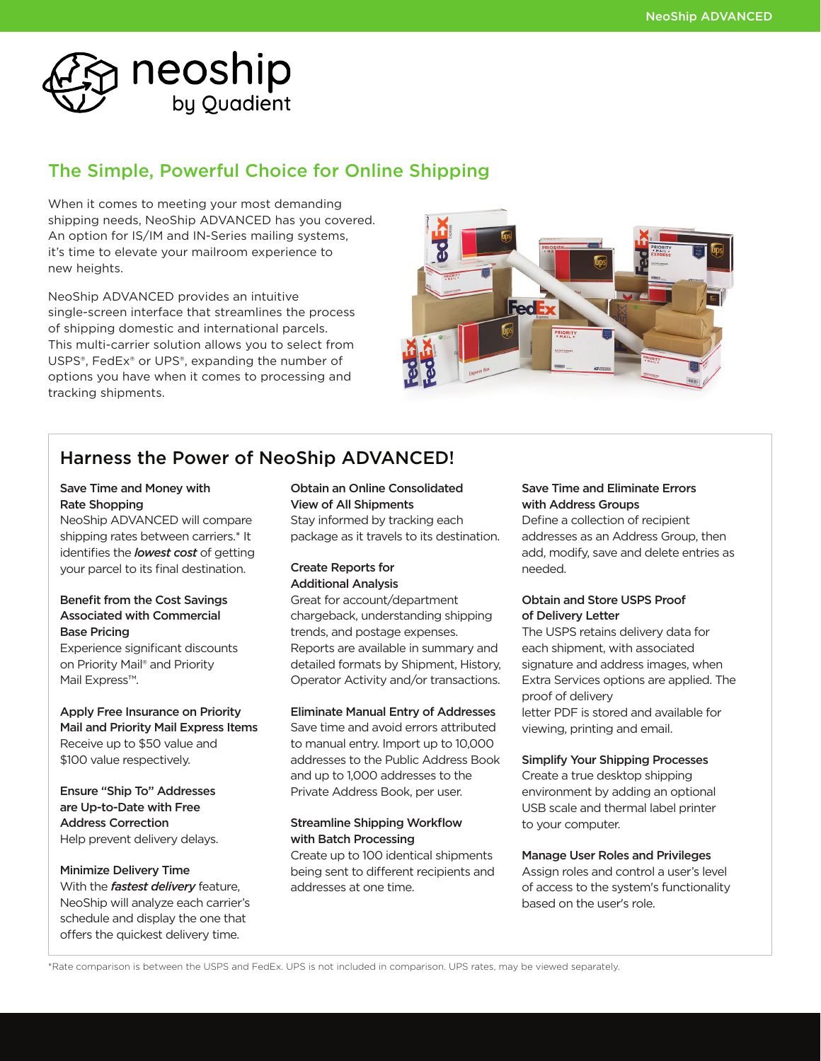neoship by Quadient

## The Simple, Powerful Choice for Online Shipping

When it comes to meeting your most demanding shipping needs, NeoShip ADVANCED has you covered. An option for IS/IM and IN-Series mailing systems, it's time to elevate your mailroom experience to new heights.

NeoShip ADVANCED provides an intuitive single-screen interface that streamlines the process of shipping domestic and international parcels. This multi-carrier solution allows you to select from USPS®, FedEx® or UPS®, expanding the number of options you have when it comes to processing and tracking shipments.

## Harness the Power of NeoShip ADVANCED!

**Save Time and Money with Rate Shopping**
NeoShip ADVANCED will compare shipping rates between carriers.* It identifies the ***lowest cost*** of getting your parcel to its final destination.

**Benefit from the Cost Savings Associated with Commercial Base Pricing**
Experience significant discounts on Priority Mail® and Priority Mail Express™.

**Apply Free Insurance on Priority Mail and Priority Mail Express Items**
Receive up to $50 value and $100 value respectively.

**Ensure "Ship To" Addresses are Up-to-Date with Free Address Correction**
Help prevent delivery delays.

**Minimize Delivery Time**
With the ***fastest delivery*** feature, NeoShip will analyze each carrier's schedule and display the one that offers the quickest delivery time.

**Obtain an Online Consolidated View of All Shipments**
Stay informed by tracking each package as it travels to its destination.

**Create Reports for Additional Analysis**
Great for account/department chargeback, understanding shipping trends, and postage expenses. Reports are available in summary and detailed formats by Shipment, History, Operator Activity and/or transactions.

**Eliminate Manual Entry of Addresses**
Save time and avoid errors attributed to manual entry. Import up to 10,000 addresses to the Public Address Book and up to 1,000 addresses to the Private Address Book, per user.

**Streamline Shipping Workflow with Batch Processing**
Create up to 100 identical shipments being sent to different recipients and addresses at one time.

**Save Time and Eliminate Errors with Address Groups**
Define a collection of recipient addresses as an Address Group, then add, modify, save and delete entries as needed.

**Obtain and Store USPS Proof of Delivery Letter**
The USPS retains delivery data for each shipment, with associated signature and address images, when Extra Services options are applied. The proof of delivery letter PDF is stored and available for viewing, printing and email.

**Simplify Your Shipping Processes**
Create a true desktop shipping environment by adding an optional USB scale and thermal label printer to your computer.

**Manage User Roles and Privileges**
Assign roles and control a user's level of access to the system's functionality based on the user's role.

*Rate comparison is between the USPS and FedEx. UPS is not included in comparison. UPS rates, may be viewed separately.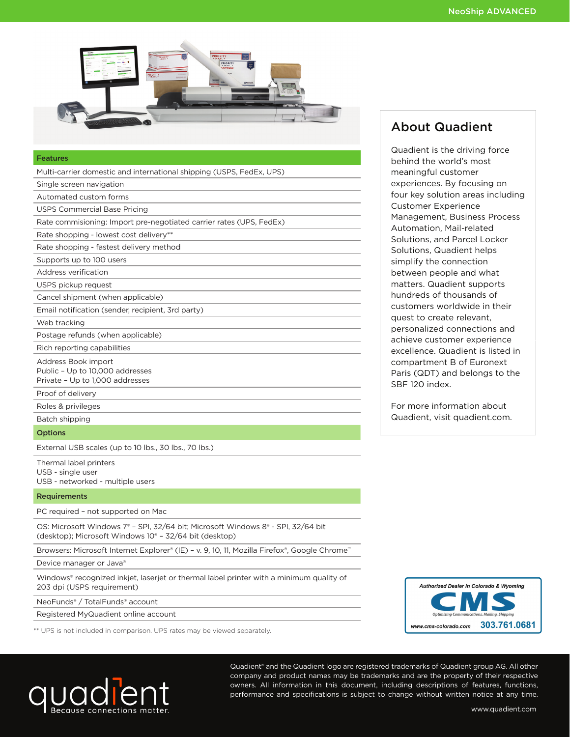NeoShip ADVANCED

| Features |
| --- |
| Multi-carrier domestic and international shipping (USPS, FedEx, UPS) |
| Single screen navigation |
| Automated custom forms |
| USPS Commercial Base Pricing |
| Rate commisioning: Import pre-negotiated carrier rates (UPS, FedEx) |
| Rate shopping - lowest cost delivery** |
| Rate shopping - fastest delivery method |
| Supports up to 100 users |
| Address verification |
| USPS pickup request |
| Cancel shipment (when applicable) |
| Email notification (sender, recipient, 3rd party) |
| Web tracking |
| Postage refunds (when applicable) |
| Rich reporting capabilities |
| Address Book import<br>Public – Up to 10,000 addresses<br>Private – Up to 1,000 addresses |
| Proof of delivery |
| Roles & privileges |
| Batch shipping |
| **Options** |
| External USB scales (up to 10 lbs., 30 lbs., 70 lbs.) |
| Thermal label printers<br>USB - single user<br>USB - networked - multiple users |
| **Requirements** |
| PC required – not supported on Mac |
| OS: Microsoft Windows 7® – SPI, 32/64 bit; Microsoft Windows 8® - SPI, 32/64 bit (desktop); Microsoft Windows 10® – 32/64 bit (desktop) |
| Browsers: Microsoft Internet Explorer® (IE) – v. 9, 10, 11, Mozilla Firefox®, Google Chrome™ |
| Device manager or Java® |
| Windows® recognized inkjet, laserjet or thermal label printer with a minimum quality of 203 dpi (USPS requirement) |
| NeoFunds® / TotalFunds® account |
| Registered MyQuadient online account |

** UPS is not included in comparison. UPS rates may be viewed separately.

## About Quadient

Quadient is the driving force behind the world's most meaningful customer experiences. By focusing on four key solution areas including Customer Experience Management, Business Process Automation, Mail-related Solutions, and Parcel Locker Solutions, Quadient helps simplify the connection between people and what matters. Quadient supports hundreds of thousands of customers worldwide in their quest to create relevant, personalized connections and achieve customer experience excellence. Quadient is listed in compartment B of Euronext Paris (QDT) and belongs to the SBF 120 index.

For more information about Quadient, visit quadient.com.

Authorized Dealer in Colorado & Wyoming

CMS

Optimizing Communications, Mailing, Shipping

www.cms-colorado.com 303.761.0681

quadient

Because connections matter.

Quadient® and the Quadient logo are registered trademarks of Quadient group AG. All other company and product names may be trademarks and are the property of their respective owners. All information in this document, including descriptions of features, functions, performance and specifications is subject to change without written notice at any time.

www.quadient.com